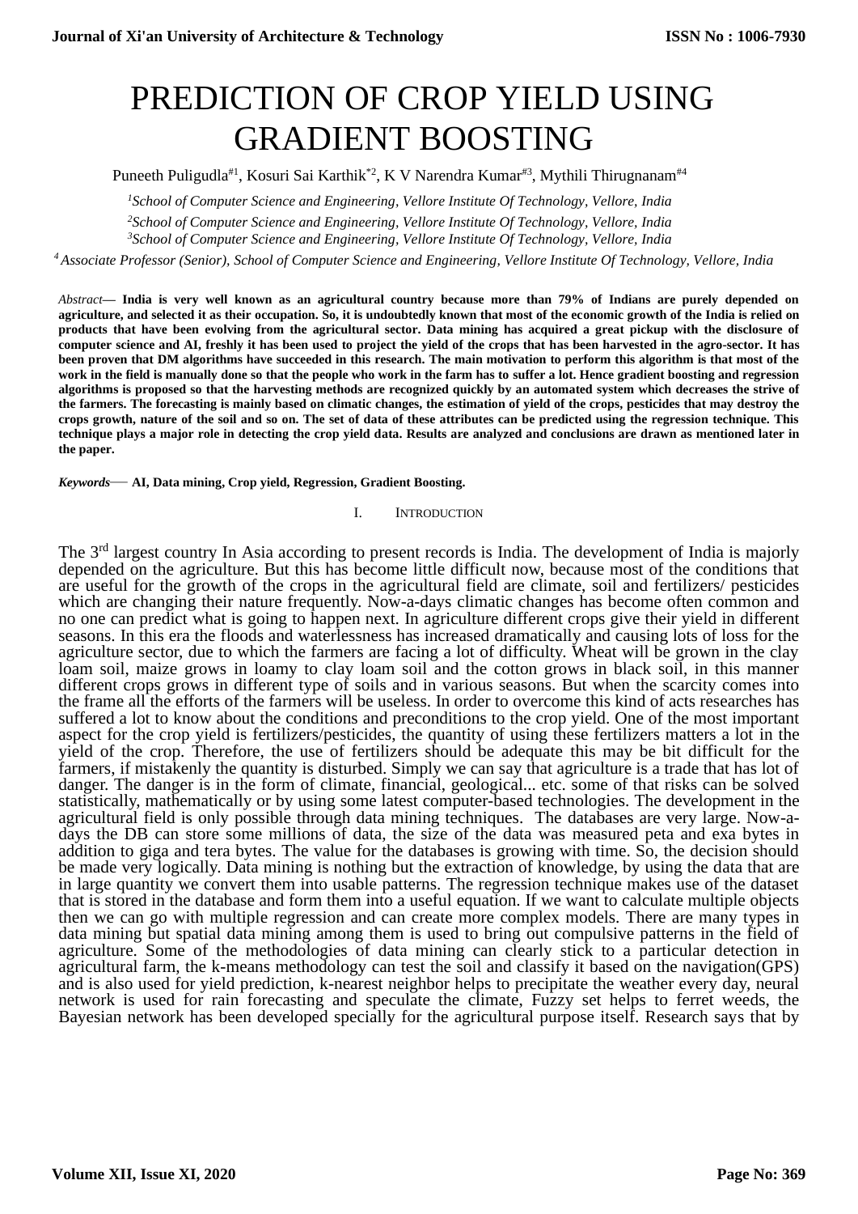# PREDICTION OF CROP YIELD USING GRADIENT BOOSTING

Puneeth Puligudla[#1], Kosuri Sai Karthik[*2], K V Narendra Kumar[#3], Mythili Thirugnanam[#4]

[1]School of Computer Science and Engineering, Vellore Institute Of Technology, Vellore, India

[2]School of Computer Science and Engineering, Vellore Institute Of Technology, Vellore, India

[3]School of Computer Science and Engineering, Vellore Institute Of Technology, Vellore, India

[4]Associate Professor (Senior), School of Computer Science and Engineering, Vellore Institute Of Technology, Vellore, India

*Abstract*— **India is very well known as an agricultural country because more than 79% of Indians are purely depended on agriculture, and selected it as their occupation. So, it is undoubtedly known that most of the economic growth of the India is relied on products that have been evolving from the agricultural sector. Data mining has acquired a great pickup with the disclosure of computer science and AI, freshly it has been used to project the yield of the crops that has been harvested in the agro-sector. It has been proven that DM algorithms have succeeded in this research. The main motivation to perform this algorithm is that most of the work in the field is manually done so that the people who work in the farm has to suffer a lot. Hence gradient boosting and regression algorithms is proposed so that the harvesting methods are recognized quickly by an automated system which decreases the strive of the farmers. The forecasting is mainly based on climatic changes, the estimation of yield of the crops, pesticides that may destroy the crops growth, nature of the soil and so on. The set of data of these attributes can be predicted using the regression technique. This technique plays a major role in detecting the crop yield data. Results are analyzed and conclusions are drawn as mentioned later in the paper.**

***Keywords***— **AI, Data mining, Crop yield, Regression, Gradient Boosting.**

## I. Introduction

The 3rd largest country In Asia according to present records is India. The development of India is majorly depended on the agriculture. But this has become little difficult now, because most of the conditions that are useful for the growth of the crops in the agricultural field are climate, soil and fertilizers/ pesticides which are changing their nature frequently. Now-a-days climatic changes has become often common and no one can predict what is going to happen next. In agriculture different crops give their yield in different seasons. In this era the floods and waterlessness has increased dramatically and causing lots of loss for the agriculture sector, due to which the farmers are facing a lot of difficulty. Wheat will be grown in the clay loam soil, maize grows in loamy to clay loam soil and the cotton grows in black soil, in this manner different crops grows in different type of soils and in various seasons. But when the scarcity comes into the frame all the efforts of the farmers will be useless. In order to overcome this kind of acts researches has suffered a lot to know about the conditions and preconditions to the crop yield. One of the most important aspect for the crop yield is fertilizers/pesticides, the quantity of using these fertilizers matters a lot in the yield of the crop. Therefore, the use of fertilizers should be adequate this may be bit difficult for the farmers, if mistakenly the quantity is disturbed. Simply we can say that agriculture is a trade that has lot of danger. The danger is in the form of climate, financial, geological... etc. some of that risks can be solved statistically, mathematically or by using some latest computer-based technologies. The development in the agricultural field is only possible through data mining techniques. The databases are very large. Now-a-days the DB can store some millions of data, the size of the data was measured peta and exa bytes in addition to giga and tera bytes. The value for the databases is growing with time. So, the decision should be made very logically. Data mining is nothing but the extraction of knowledge, by using the data that are in large quantity we convert them into usable patterns. The regression technique makes use of the dataset that is stored in the database and form them into a useful equation. If we want to calculate multiple objects then we can go with multiple regression and can create more complex models. There are many types in data mining but spatial data mining among them is used to bring out compulsive patterns in the field of agriculture. Some of the methodologies of data mining can clearly stick to a particular detection in agricultural farm, the k-means methodology can test the soil and classify it based on the navigation(GPS) and is also used for yield prediction, k-nearest neighbor helps to precipitate the weather every day, neural network is used for rain forecasting and speculate the climate, Fuzzy set helps to ferret weeds, the Bayesian network has been developed specially for the agricultural purpose itself. Research says that by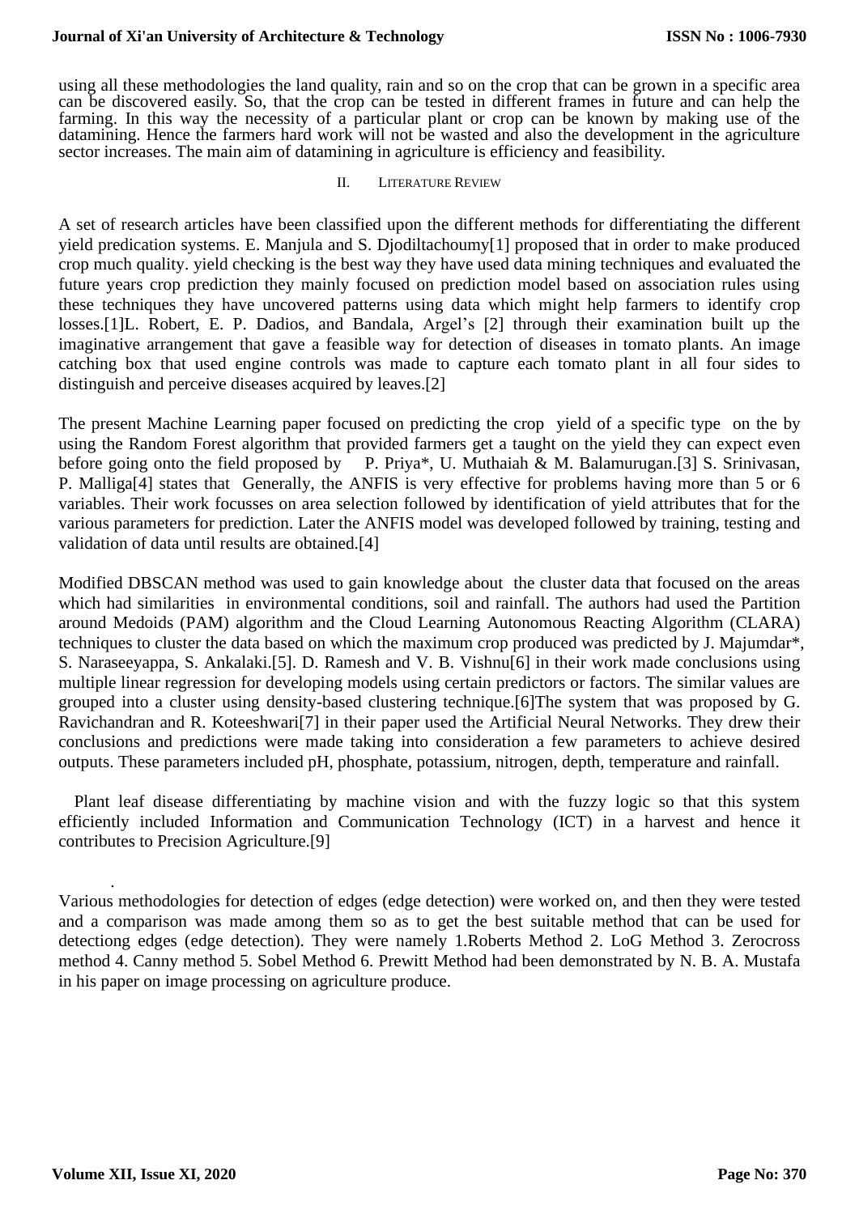using all these methodologies the land quality, rain and so on the crop that can be grown in a specific area can be discovered easily. So, that the crop can be tested in different frames in future and can help the farming. In this way the necessity of a particular plant or crop can be known by making use of the datamining. Hence the farmers hard work will not be wasted and also the development in the agriculture sector increases. The main aim of datamining in agriculture is efficiency and feasibility.

## II. Literature Review

A set of research articles have been classified upon the different methods for differentiating the different yield predication systems. E. Manjula and S. Djodiltachoumy[1] proposed that in order to make produced crop much quality. yield checking is the best way they have used data mining techniques and evaluated the future years crop prediction they mainly focused on prediction model based on association rules using these techniques they have uncovered patterns using data which might help farmers to identify crop losses.[1]L. Robert, E. P. Dadios, and Bandala, Argel's [2] through their examination built up the imaginative arrangement that gave a feasible way for detection of diseases in tomato plants. An image catching box that used engine controls was made to capture each tomato plant in all four sides to distinguish and perceive diseases acquired by leaves.[2]

The present Machine Learning paper focused on predicting the crop yield of a specific type on the by using the Random Forest algorithm that provided farmers get a taught on the yield they can expect even before going onto the field proposed by P. Priya*, U. Muthaiah & M. Balamurugan.[3] S. Srinivasan, P. Malliga[4] states that Generally, the ANFIS is very effective for problems having more than 5 or 6 variables. Their work focusses on area selection followed by identification of yield attributes that for the various parameters for prediction. Later the ANFIS model was developed followed by training, testing and validation of data until results are obtained.[4]

Modified DBSCAN method was used to gain knowledge about the cluster data that focused on the areas which had similarities in environmental conditions, soil and rainfall. The authors had used the Partition around Medoids (PAM) algorithm and the Cloud Learning Autonomous Reacting Algorithm (CLARA) techniques to cluster the data based on which the maximum crop produced was predicted by J. Majumdar*, S. Naraseeyappa, S. Ankalaki.[5]. D. Ramesh and V. B. Vishnu[6] in their work made conclusions using multiple linear regression for developing models using certain predictors or factors. The similar values are grouped into a cluster using density-based clustering technique.[6]The system that was proposed by G. Ravichandran and R. Koteeshwari[7] in their paper used the Artificial Neural Networks. They drew their conclusions and predictions were made taking into consideration a few parameters to achieve desired outputs. These parameters included pH, phosphate, potassium, nitrogen, depth, temperature and rainfall.

Plant leaf disease differentiating by machine vision and with the fuzzy logic so that this system efficiently included Information and Communication Technology (ICT) in a harvest and hence it contributes to Precision Agriculture.[9]

.

Various methodologies for detection of edges (edge detection) were worked on, and then they were tested and a comparison was made among them so as to get the best suitable method that can be used for detectiong edges (edge detection). They were namely 1.Roberts Method 2. LoG Method 3. Zerocross method 4. Canny method 5. Sobel Method 6. Prewitt Method had been demonstrated by N. B. A. Mustafa in his paper on image processing on agriculture produce.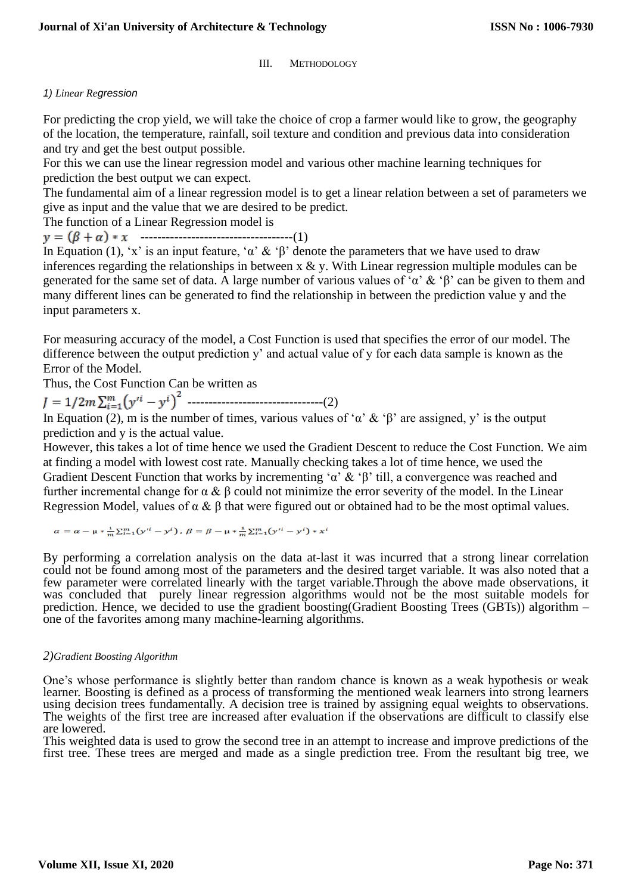## III. METHODOLOGY

### *1) Linear Regression*

For predicting the crop yield, we will take the choice of crop a farmer would like to grow, the geography of the location, the temperature, rainfall, soil texture and condition and previous data into consideration and try and get the best output possible.
For this we can use the linear regression model and various other machine learning techniques for prediction the best output we can expect.
The fundamental aim of a linear regression model is to get a linear relation between a set of parameters we give as input and the value that we are desired to be predict.
The function of a Linear Regression model is

$y = (\beta + \alpha) * x$ ------------------------------------(1)

In Equation (1), 'x' is an input feature, 'α' & 'β' denote the parameters that we have used to draw inferences regarding the relationships in between x & y. With Linear regression multiple modules can be generated for the same set of data. A large number of various values of 'α' & 'β' can be given to them and many different lines can be generated to find the relationship in between the prediction value y and the input parameters x.

For measuring accuracy of the model, a Cost Function is used that specifies the error of our model. The difference between the output prediction y' and actual value of y for each data sample is known as the Error of the Model.
Thus, the Cost Function Can be written as

$J = 1/2m \sum_{i=1}^{m} (y'^{i} - y^{i})^2$ --------------------------------(2)

In Equation (2), m is the number of times, various values of 'α' & 'β' are assigned, y' is the output prediction and y is the actual value.
However, this takes a lot of time hence we used the Gradient Descent to reduce the Cost Function. We aim at finding a model with lowest cost rate. Manually checking takes a lot of time hence, we used the Gradient Descent Function that works by incrementing 'α' & 'β' till, a convergence was reached and further incremental change for α & β could not minimize the error severity of the model. In the Linear Regression Model, values of α & β that were figured out or obtained had to be the most optimal values.

$$\alpha = \alpha - \mu * \tfrac{1}{m} \sum_{i=1}^{m} (y'^{i} - y^{i}) \text{ , } \beta = \beta - \mu * \tfrac{1}{m} \sum_{i=1}^{m} (y'^{i} - y^{i}) * x^{i}$$

By performing a correlation analysis on the data at-last it was incurred that a strong linear correlation could not be found among most of the parameters and the desired target variable. It was also noted that a few parameter were correlated linearly with the target variable.Through the above made observations, it was concluded that purely linear regression algorithms would not be the most suitable models for prediction. Hence, we decided to use the gradient boosting(Gradient Boosting Trees (GBTs)) algorithm – one of the favorites among many machine-learning algorithms.

### *2)Gradient Boosting Algorithm*

One's whose performance is slightly better than random chance is known as a weak hypothesis or weak learner. Boosting is defined as a process of transforming the mentioned weak learners into strong learners using decision trees fundamentally. A decision tree is trained by assigning equal weights to observations. The weights of the first tree are increased after evaluation if the observations are difficult to classify else are lowered.
This weighted data is used to grow the second tree in an attempt to increase and improve predictions of the first tree. These trees are merged and made as a single prediction tree. From the resultant big tree, we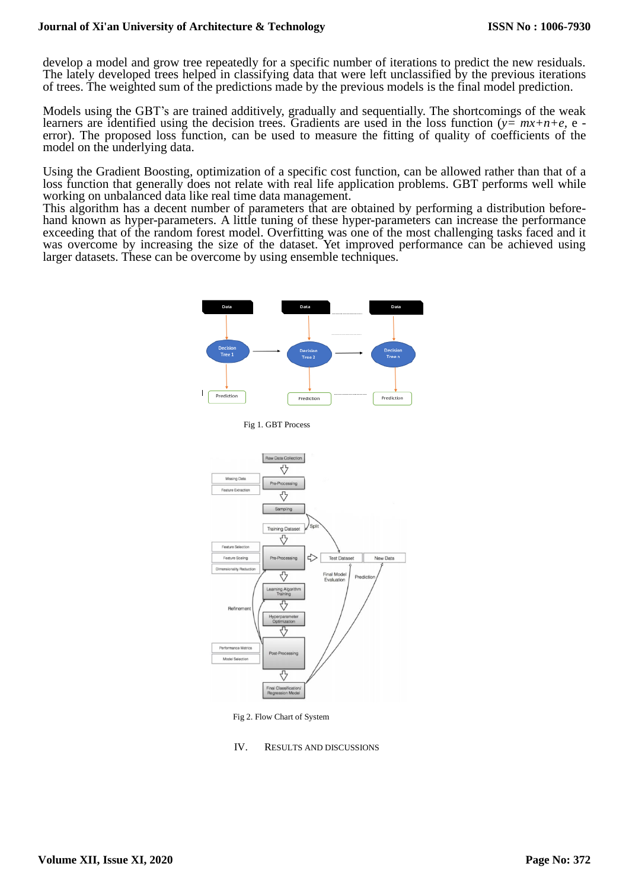develop a model and grow tree repeatedly for a specific number of iterations to predict the new residuals. The lately developed trees helped in classifying data that were left unclassified by the previous iterations of trees. The weighted sum of the predictions made by the previous models is the final model prediction.

Models using the GBT's are trained additively, gradually and sequentially. The shortcomings of the weak learners are identified using the decision trees. Gradients are used in the loss function ($y= mx+n+e$, e - error). The proposed loss function, can be used to measure the fitting of quality of coefficients of the model on the underlying data.

Using the Gradient Boosting, optimization of a specific cost function, can be allowed rather than that of a loss function that generally does not relate with real life application problems. GBT performs well while working on unbalanced data like real time data management.
This algorithm has a decent number of parameters that are obtained by performing a distribution before-hand known as hyper-parameters. A little tuning of these hyper-parameters can increase the performance exceeding that of the random forest model. Overfitting was one of the most challenging tasks faced and it was overcome by increasing the size of the dataset. Yet improved performance can be achieved using larger datasets. These can be overcome by using ensemble techniques.

Fig 1. GBT Process

Fig 2. Flow Chart of System

## IV. RESULTS AND DISCUSSIONS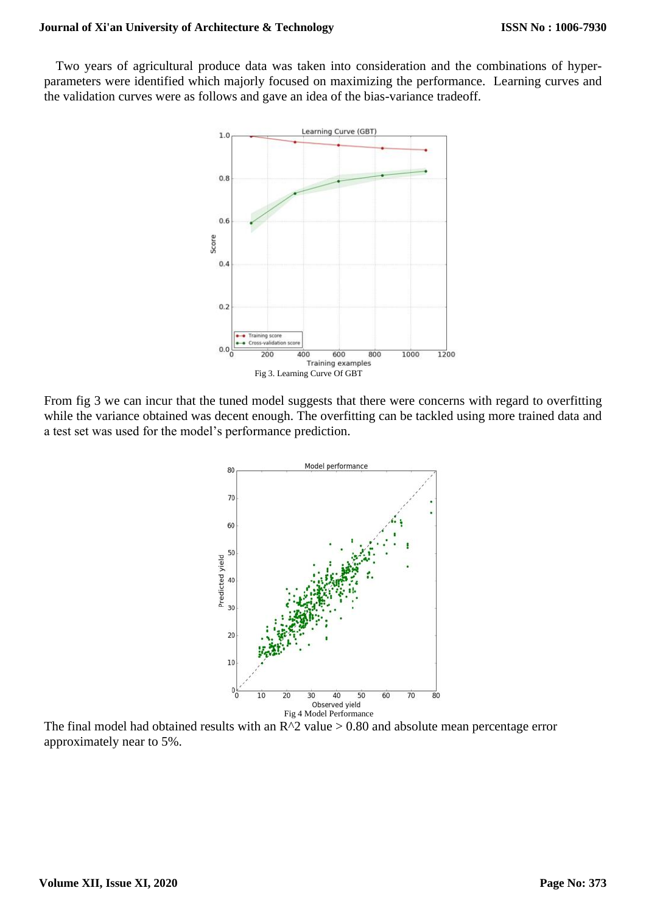Two years of agricultural produce data was taken into consideration and the combinations of hyper-parameters were identified which majorly focused on maximizing the performance. Learning curves and the validation curves were as follows and gave an idea of the bias-variance tradeoff.

Fig 3. Learning Curve Of GBT

From fig 3 we can incur that the tuned model suggests that there were concerns with regard to overfitting while the variance obtained was decent enough. The overfitting can be tackled using more trained data and a test set was used for the model's performance prediction.

Fig 4 Model Performance

The final model had obtained results with an $R^2$ value > 0.80 and absolute mean percentage error approximately near to 5%.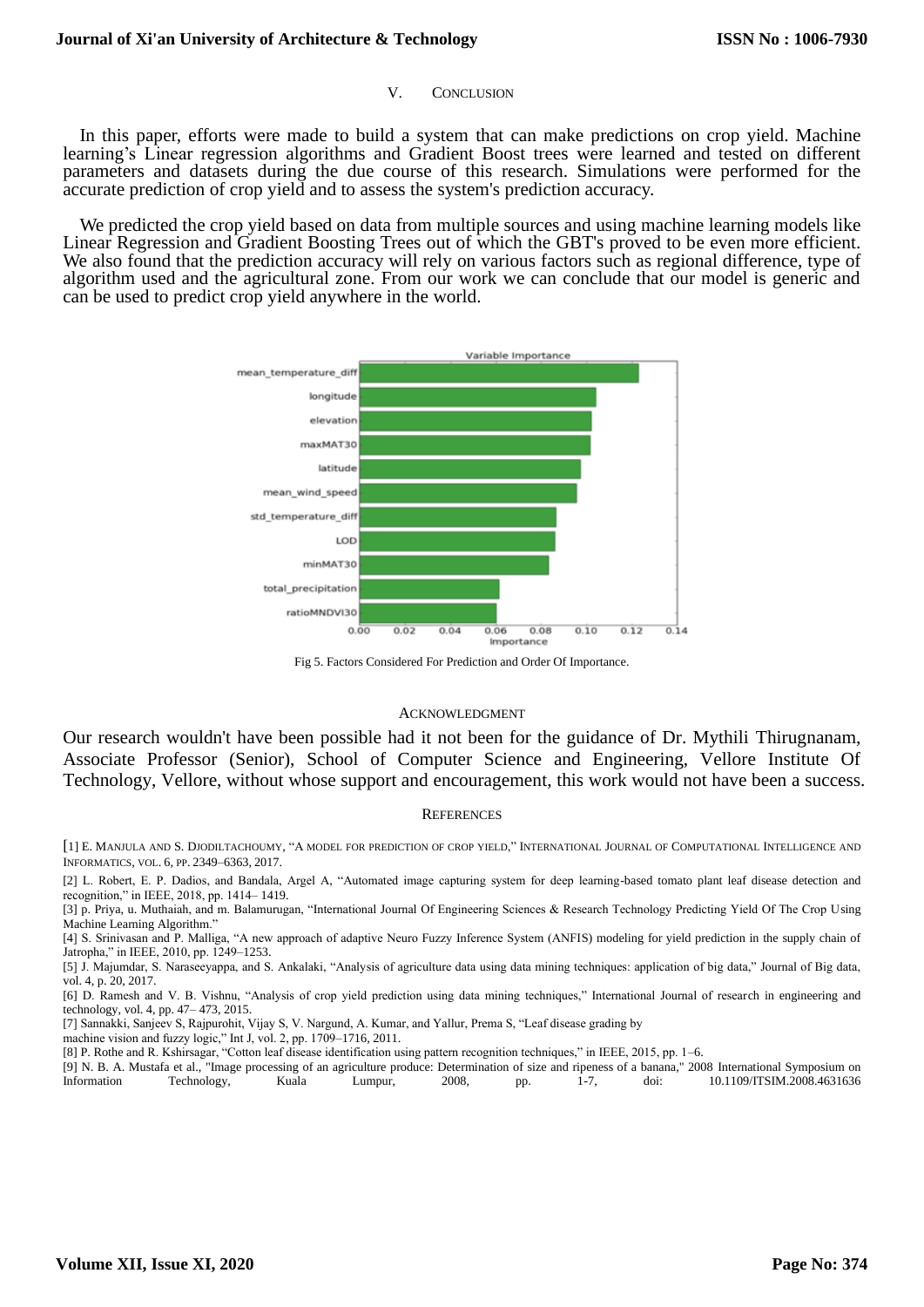## V. Conclusion

In this paper, efforts were made to build a system that can make predictions on crop yield. Machine learning's Linear regression algorithms and Gradient Boost trees were learned and tested on different parameters and datasets during the due course of this research. Simulations were performed for the accurate prediction of crop yield and to assess the system's prediction accuracy.

We predicted the crop yield based on data from multiple sources and using machine learning models like Linear Regression and Gradient Boosting Trees out of which the GBT's proved to be even more efficient. We also found that the prediction accuracy will rely on various factors such as regional difference, type of algorithm used and the agricultural zone. From our work we can conclude that our model is generic and can be used to predict crop yield anywhere in the world.

Variable Importance

mean_temperature_diff
longitude
elevation
maxMAT30
latitude
mean_wind_speed
std_temperature_diff
LOD
minMAT30
total_precipitation
ratioMNDVI30

0.00 0.02 0.04 0.06 0.08 0.10 0.12 0.14

Importance

Fig 5. Factors Considered For Prediction and Order Of Importance.

## Acknowledgment

Our research wouldn't have been possible had it not been for the guidance of Dr. Mythili Thirugnanam, Associate Professor (Senior), School of Computer Science and Engineering, Vellore Institute Of Technology, Vellore, without whose support and encouragement, this work would not have been a success.

## References

[1] E. Manjula and S. Djodiltachoumy, "A model for prediction of crop yield," International Journal of Computational Intelligence and Informatics, vol. 6, pp. 2349–6363, 2017.

[2] L. Robert, E. P. Dadios, and Bandala, Argel A, "Automated image capturing system for deep learning-based tomato plant leaf disease detection and recognition," in IEEE, 2018, pp. 1414– 1419.

[3] p. Priya, u. Muthaiah, and m. Balamurugan, "International Journal Of Engineering Sciences & Research Technology Predicting Yield Of The Crop Using Machine Learning Algorithm."

[4] S. Srinivasan and P. Malliga, "A new approach of adaptive Neuro Fuzzy Inference System (ANFIS) modeling for yield prediction in the supply chain of Jatropha," in IEEE, 2010, pp. 1249–1253.

[5] J. Majumdar, S. Naraseeyappa, and S. Ankalaki, "Analysis of agriculture data using data mining techniques: application of big data," Journal of Big data, vol. 4, p. 20, 2017.

[6] D. Ramesh and V. B. Vishnu, "Analysis of crop yield prediction using data mining techniques," International Journal of research in engineering and technology, vol. 4, pp. 47– 473, 2015.

[7] Sannakki, Sanjeev S, Rajpurohit, Vijay S, V. Nargund, A. Kumar, and Yallur, Prema S, "Leaf disease grading by machine vision and fuzzy logic," Int J, vol. 2, pp. 1709–1716, 2011.

[8] P. Rothe and R. Kshirsagar, "Cotton leaf disease identification using pattern recognition techniques," in IEEE, 2015, pp. 1–6.

[9] N. B. A. Mustafa et al., "Image processing of an agriculture produce: Determination of size and ripeness of a banana," 2008 International Symposium on Information Technology, Kuala Lumpur, 2008, pp. 1-7, doi: 10.1109/ITSIM.2008.4631636